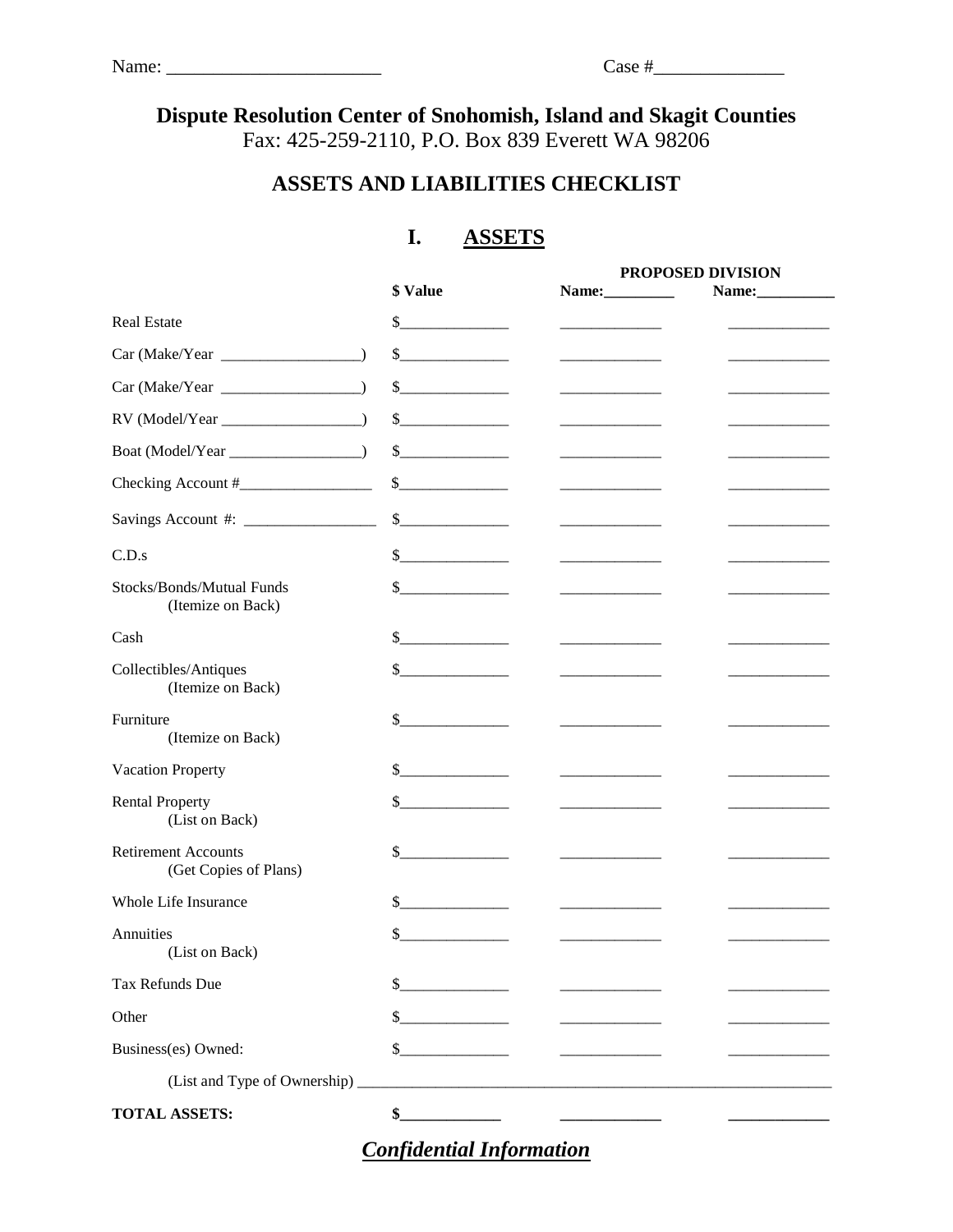Name: ______________________ Case #_____________

**Dispute Resolution Center of Snohomish, Island and Skagit Counties**
Fax: 425-259-2110, P.O. Box 839 Everett WA 98206

## ASSETS AND LIABILITIES CHECKLIST

## I. ASSETS

| | $ Value | PROPOSED DIVISION Name:_________ | Name:__________ |
|---|---|---|---|
| Real Estate | $_____________ | _____________ | _____________ |
| Car (Make/Year __________________) | $_____________ | _____________ | _____________ |
| Car (Make/Year __________________) | $_____________ | _____________ | _____________ |
| RV (Model/Year __________________) | $_____________ | _____________ | _____________ |
| Boat (Model/Year _________________) | $_____________ | _____________ | _____________ |
| Checking Account #_________________ | $_____________ | _____________ | _____________ |
| Savings Account #: _________________ | $_____________ | _____________ | _____________ |
| C.D.s | $_____________ | _____________ | _____________ |
| Stocks/Bonds/Mutual Funds (Itemize on Back) | $_____________ | _____________ | _____________ |
| Cash | $_____________ | _____________ | _____________ |
| Collectibles/Antiques (Itemize on Back) | $_____________ | _____________ | _____________ |
| Furniture (Itemize on Back) | $_____________ | _____________ | _____________ |
| Vacation Property | $_____________ | _____________ | _____________ |
| Rental Property (List on Back) | $_____________ | _____________ | _____________ |
| Retirement Accounts (Get Copies of Plans) | $_____________ | _____________ | _____________ |
| Whole Life Insurance | $_____________ | _____________ | _____________ |
| Annuities (List on Back) | $_____________ | _____________ | _____________ |
| Tax Refunds Due | $_____________ | _____________ | _____________ |
| Other | $_____________ | _____________ | _____________ |
| Business(es) Owned: | $_____________ | _____________ | _____________ |
| (List and Type of Ownership) ____________________________________________ | | | |
| **TOTAL ASSETS:** | **$____________** | **____________** | **____________** |

***Confidential Information***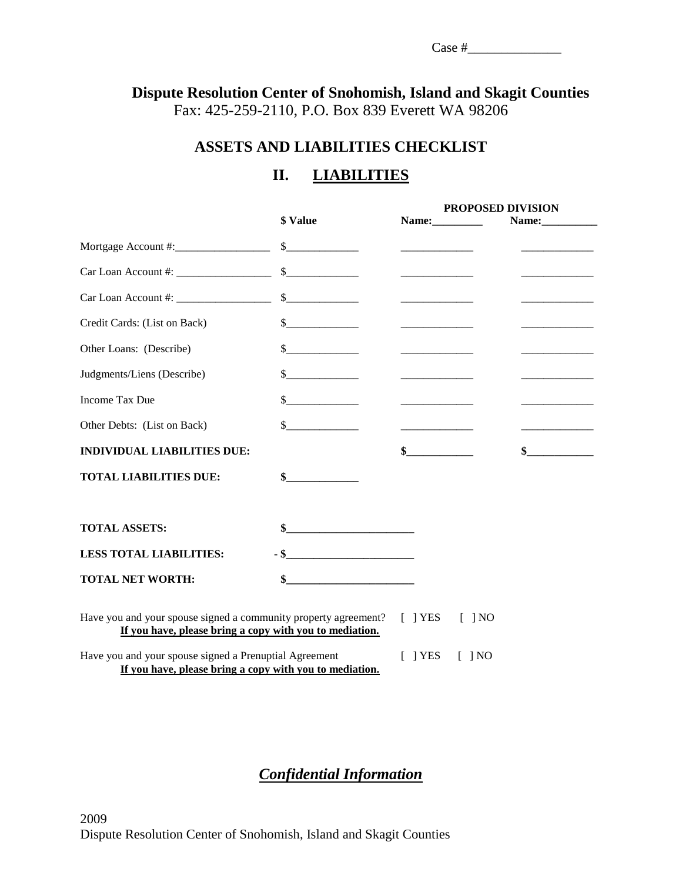Case #______________

## Dispute Resolution Center of Snohomish, Island and Skagit Counties

Fax: 425-259-2110, P.O. Box 839 Everett WA 98206

## ASSETS AND LIABILITIES CHECKLIST

## II. LIABILITIES

| | | PROPOSED DIVISION | |
|---|---|---|---|
| | **$ Value** | **Name:_________** | **Name:__________** |
| Mortgage Account #:_________________ | $_____________ | _____________ | _____________ |
| Car Loan Account #: _________________ | $_____________ | _____________ | _____________ |
| Car Loan Account #: _________________ | $_____________ | _____________ | _____________ |
| Credit Cards: (List on Back) | $_____________ | _____________ | _____________ |
| Other Loans: (Describe) | $_____________ | _____________ | _____________ |
| Judgments/Liens (Describe) | $_____________ | _____________ | _____________ |
| Income Tax Due | $_____________ | _____________ | _____________ |
| Other Debts: (List on Back) | $_____________ | _____________ | _____________ |
| **INDIVIDUAL LIABILITIES DUE:** | | **$____________** | **$____________** |
| **TOTAL LIABILITIES DUE:** | **$_____________** | | |

| | |
|---|---|
| **TOTAL ASSETS:** | **$______________________** |
| **LESS TOTAL LIABILITIES:** | **- $______________________** |
| **TOTAL NET WORTH:** | **$______________________** |

Have you and your spouse signed a community property agreement? [ ] YES [ ] NO
**If you have, please bring a copy with you to mediation.**

Have you and your spouse signed a Prenuptial Agreement [ ] YES [ ] NO
**If you have, please bring a copy with you to mediation.**

***Confidential Information***

2009
Dispute Resolution Center of Snohomish, Island and Skagit Counties